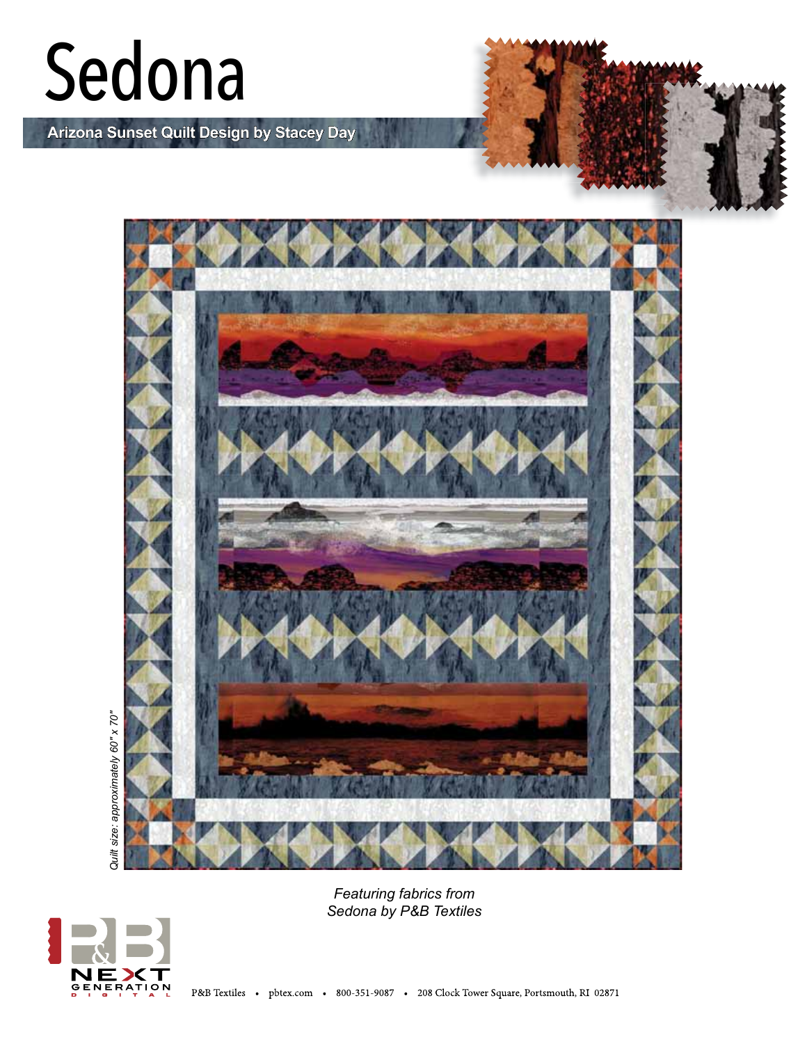# Sedona

**Arizona Sunset Quilt Design by Stacey Day**

*Quilt size: approximately 60" x 70"*

*Featuring fabrics from Sedona by P&B Textiles*

P&B Textiles • pbtex.com • 800-351-9087 • 208 Clock Tower Square, Portsmouth, RI 02871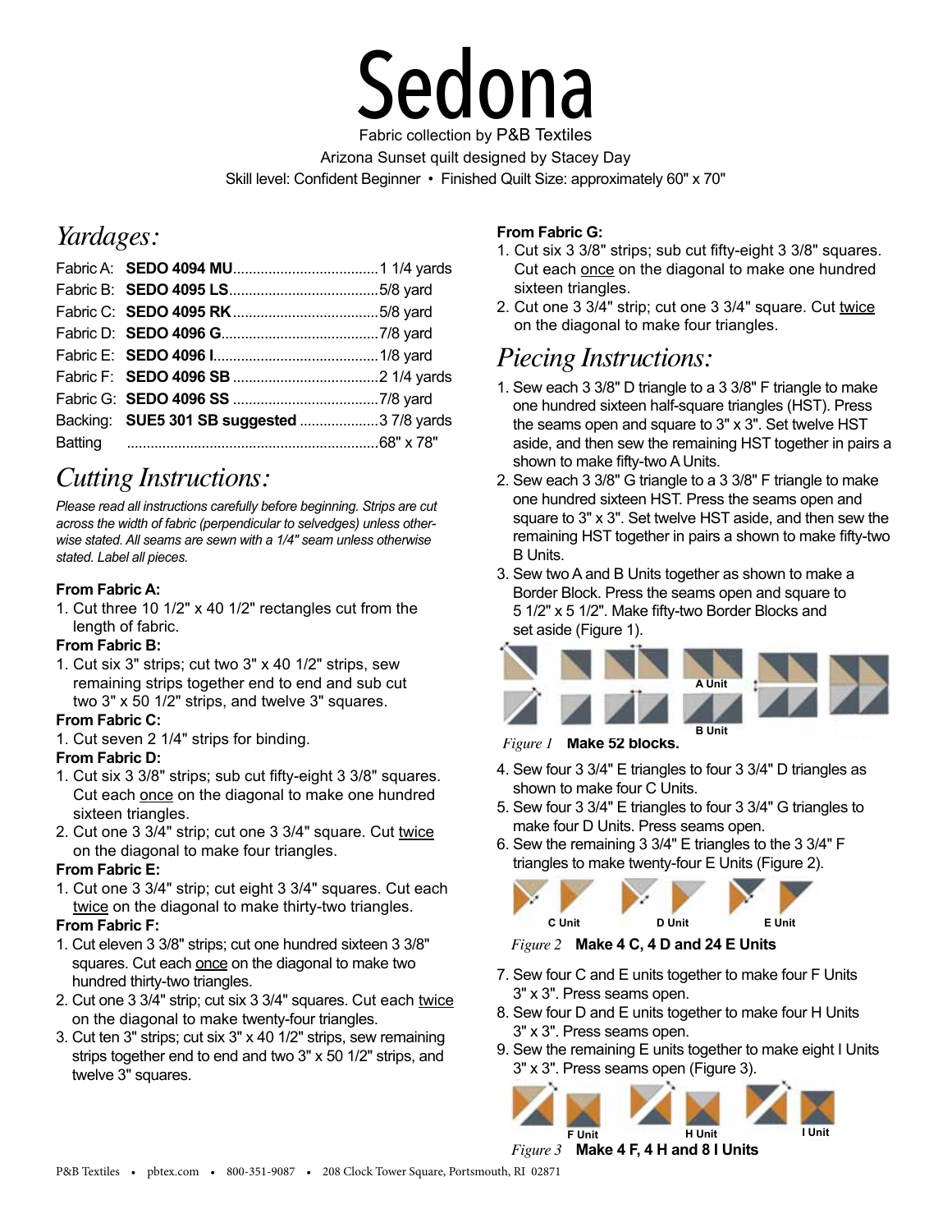# Sedona

Fabric collection by P&B Textiles

Arizona Sunset quilt designed by Stacey Day

Skill level: Confident Beginner • Finished Quilt Size: approximately 60" x 70"

## *Yardages:*

| | | |
|---|---|---|
| Fabric A: | **SEDO 4094 MU** | 1 1/4 yards |
| Fabric B: | **SEDO 4095 LS** | 5/8 yard |
| Fabric C: | **SEDO 4095 RK** | 5/8 yard |
| Fabric D: | **SEDO 4096 G** | 7/8 yard |
| Fabric E: | **SEDO 4096 I** | 1/8 yard |
| Fabric F: | **SEDO 4096 SB** | 2 1/4 yards |
| Fabric G: | **SEDO 4096 SS** | 7/8 yard |
| Backing: | **SUE5 301 SB suggested** | 3 7/8 yards |
| Batting | | 68" x 78" |

## *Cutting Instructions:*

*Please read all instructions carefully before beginning. Strips are cut across the width of fabric (perpendicular to selvedges) unless otherwise stated. All seams are sewn with a 1/4" seam unless otherwise stated. Label all pieces.*

**From Fabric A:**

1. Cut three 10 1/2" x 40 1/2" rectangles cut from the length of fabric.

**From Fabric B:**

1. Cut six 3" strips; cut two 3" x 40 1/2" strips, sew remaining strips together end to end and sub cut two 3" x 50 1/2" strips, and twelve 3" squares.

**From Fabric C:**

1. Cut seven 2 1/4" strips for binding.

**From Fabric D:**

1. Cut six 3 3/8" strips; sub cut fifty-eight 3 3/8" squares. Cut each once on the diagonal to make one hundred sixteen triangles.
2. Cut one 3 3/4" strip; cut one 3 3/4" square. Cut twice on the diagonal to make four triangles.

**From Fabric E:**

1. Cut one 3 3/4" strip; cut eight 3 3/4" squares. Cut each twice on the diagonal to make thirty-two triangles.

**From Fabric F:**

1. Cut eleven 3 3/8" strips; cut one hundred sixteen 3 3/8" squares. Cut each once on the diagonal to make two hundred thirty-two triangles.
2. Cut one 3 3/4" strip; cut six 3 3/4" squares. Cut each twice on the diagonal to make twenty-four triangles.
3. Cut ten 3" strips; cut six 3" x 40 1/2" strips, sew remaining strips together end to end and two 3" x 50 1/2" strips, and twelve 3" squares.

**From Fabric G:**

1. Cut six 3 3/8" strips; sub cut fifty-eight 3 3/8" squares. Cut each once on the diagonal to make one hundred sixteen triangles.
2. Cut one 3 3/4" strip; cut one 3 3/4" square. Cut twice on the diagonal to make four triangles.

## *Piecing Instructions:*

1. Sew each 3 3/8" D triangle to a 3 3/8" F triangle to make one hundred sixteen half-square triangles (HST). Press the seams open and square to 3" x 3". Set twelve HST aside, and then sew the remaining HST together in pairs a shown to make fifty-two A Units.
2. Sew each 3 3/8" G triangle to a 3 3/8" F triangle to make one hundred sixteen HST. Press the seams open and square to 3" x 3". Set twelve HST aside, and then sew the remaining HST together in pairs a shown to make fifty-two B Units.
3. Sew two A and B Units together as shown to make a Border Block. Press the seams open and square to 5 1/2" x 5 1/2". Make fifty-two Border Blocks and set aside (Figure 1).

A Unit B Unit

*Figure 1* **Make 52 blocks.**

4. Sew four 3 3/4" E triangles to four 3 3/4" D triangles as shown to make four C Units.
5. Sew four 3 3/4" E triangles to four 3 3/4" G triangles to make four D Units. Press seams open.
6. Sew the remaining 3 3/4" E triangles to the 3 3/4" F triangles to make twenty-four E Units (Figure 2).

C Unit D Unit E Unit

*Figure 2* **Make 4 C, 4 D and 24 E Units**

7. Sew four C and E units together to make four F Units 3" x 3". Press seams open.
8. Sew four D and E units together to make four H Units 3" x 3". Press seams open.
9. Sew the remaining E units together to make eight I Units 3" x 3". Press seams open (Figure 3).

F Unit H Unit I Unit

*Figure 3* **Make 4 F, 4 H and 8 I Units**

P&B Textiles • pbtex.com • 800-351-9087 • 208 Clock Tower Square, Portsmouth, RI 02871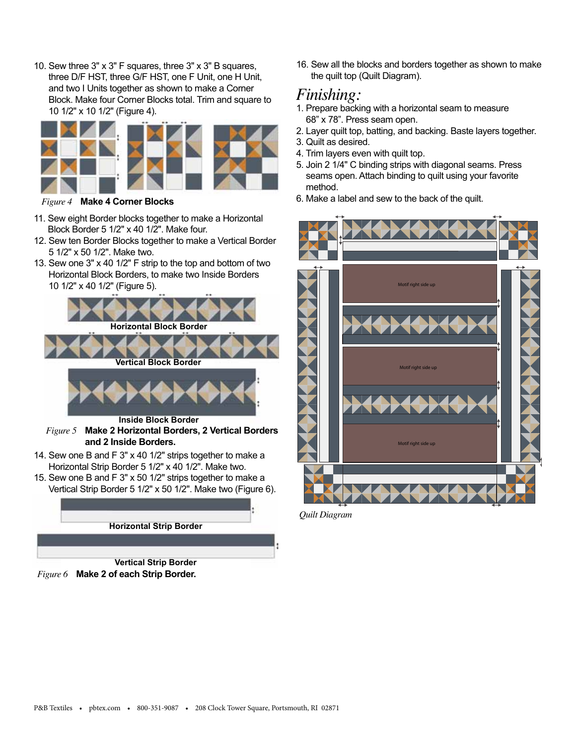10. Sew three 3" x 3" F squares, three 3" x 3" B squares, three D/F HST, three G/F HST, one F Unit, one H Unit, and two I Units together as shown to make a Corner Block. Make four Corner Blocks total. Trim and square to 10 1/2" x 10 1/2" (Figure 4).

*Figure 4* **Make 4 Corner Blocks**

11. Sew eight Border blocks together to make a Horizontal Block Border 5 1/2" x 40 1/2". Make four.
12. Sew ten Border Blocks together to make a Vertical Border 5 1/2" x 50 1/2". Make two.
13. Sew one 3" x 40 1/2" F strip to the top and bottom of two Horizontal Block Borders, to make two Inside Borders 10 1/2" x 40 1/2" (Figure 5).

**Horizontal Block Border**

**Vertical Block Border**

**Inside Block Border**

*Figure 5* **Make 2 Horizontal Borders, 2 Vertical Borders and 2 Inside Borders.**

14. Sew one B and F 3" x 40 1/2" strips together to make a Horizontal Strip Border 5 1/2" x 40 1/2". Make two.
15. Sew one B and F 3" x 50 1/2" strips together to make a Vertical Strip Border 5 1/2" x 50 1/2". Make two (Figure 6).

**Horizontal Strip Border**

**Vertical Strip Border**

*Figure 6* **Make 2 of each Strip Border.**

16. Sew all the blocks and borders together as shown to make the quilt top (Quilt Diagram).

## *Finishing:*

1. Prepare backing with a horizontal seam to measure 68" x 78". Press seam open.
2. Layer quilt top, batting, and backing. Baste layers together.
3. Quilt as desired.
4. Trim layers even with quilt top.
5. Join 2 1/4" C binding strips with diagonal seams. Press seams open. Attach binding to quilt using your favorite method.
6. Make a label and sew to the back of the quilt.

Motif right side up

Motif right side up

Motif right side up

*Quilt Diagram*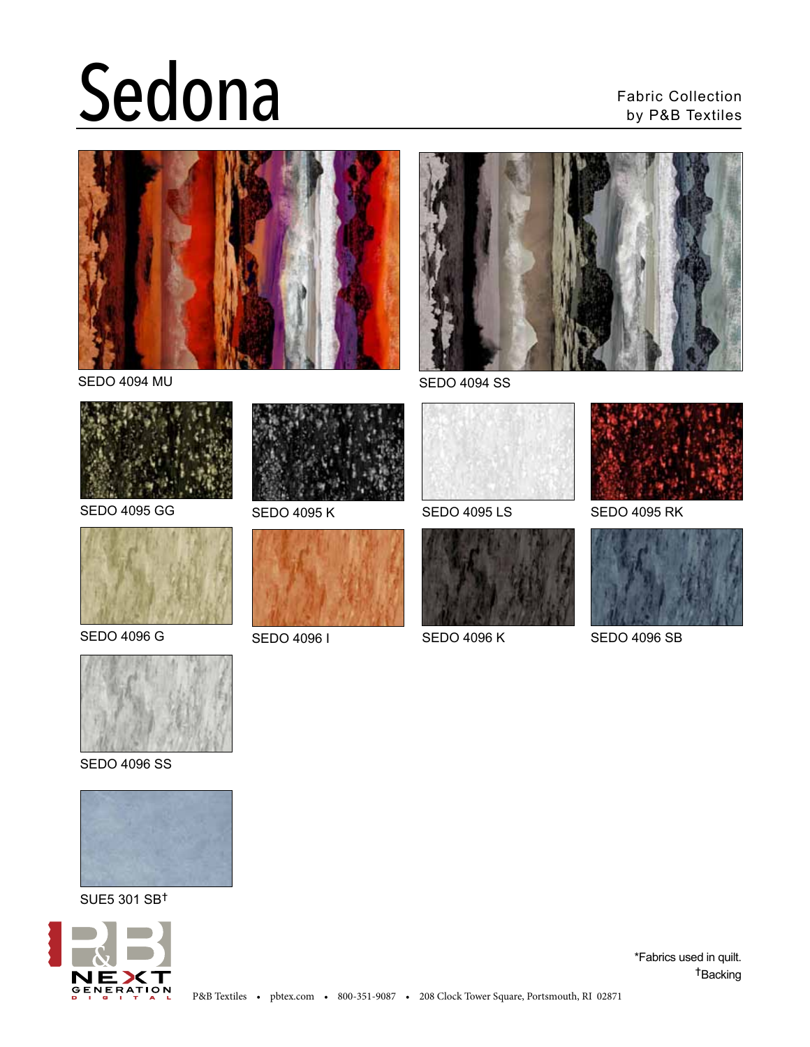# Sedona

Fabric Collection
by P&B Textiles

SEDO 4094 MU

SEDO 4094 SS

SEDO 4095 GG

SEDO 4095 K

SEDO 4095 LS

SEDO 4095 RK

SEDO 4096 G

SEDO 4096 I

SEDO 4096 K

SEDO 4096 SB

SEDO 4096 SS

SUE5 301 SB†

*Fabrics used in quilt.
†Backing

P&B Textiles • pbtex.com • 800-351-9087 • 208 Clock Tower Square, Portsmouth, RI 02871